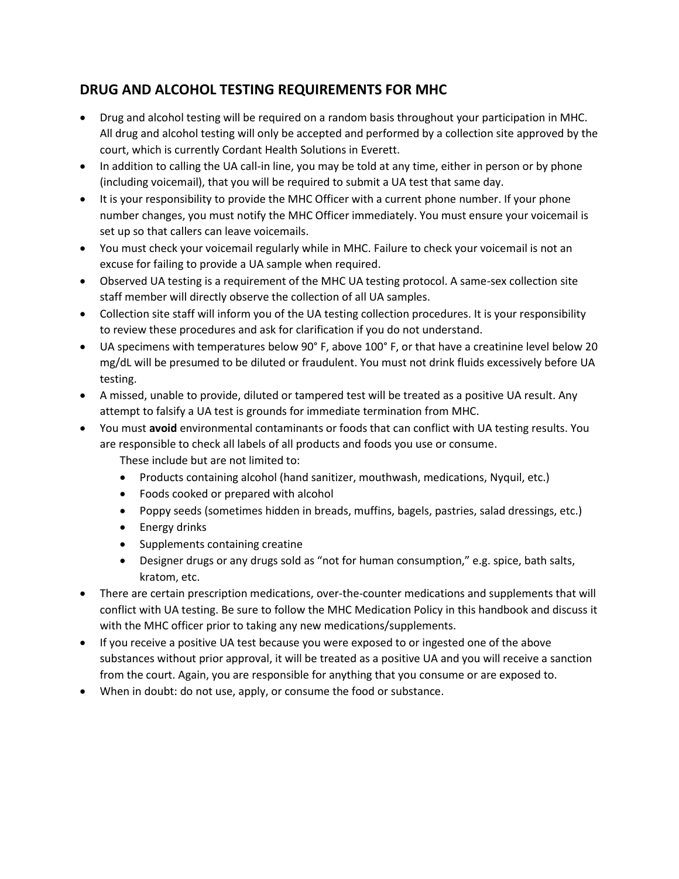## DRUG AND ALCOHOL TESTING REQUIREMENTS FOR MHC

- Drug and alcohol testing will be required on a random basis throughout your participation in MHC. All drug and alcohol testing will only be accepted and performed by a collection site approved by the court, which is currently Cordant Health Solutions in Everett.
- In addition to calling the UA call-in line, you may be told at any time, either in person or by phone (including voicemail), that you will be required to submit a UA test that same day.
- It is your responsibility to provide the MHC Officer with a current phone number. If your phone number changes, you must notify the MHC Officer immediately. You must ensure your voicemail is set up so that callers can leave voicemails.
- You must check your voicemail regularly while in MHC. Failure to check your voicemail is not an excuse for failing to provide a UA sample when required.
- Observed UA testing is a requirement of the MHC UA testing protocol. A same-sex collection site staff member will directly observe the collection of all UA samples.
- Collection site staff will inform you of the UA testing collection procedures. It is your responsibility to review these procedures and ask for clarification if you do not understand.
- UA specimens with temperatures below 90° F, above 100° F, or that have a creatinine level below 20 mg/dL will be presumed to be diluted or fraudulent. You must not drink fluids excessively before UA testing.
- A missed, unable to provide, diluted or tampered test will be treated as a positive UA result. Any attempt to falsify a UA test is grounds for immediate termination from MHC.
- You must **avoid** environmental contaminants or foods that can conflict with UA testing results. You are responsible to check all labels of all products and foods you use or consume.

  These include but are not limited to:
  - Products containing alcohol (hand sanitizer, mouthwash, medications, Nyquil, etc.)
  - Foods cooked or prepared with alcohol
  - Poppy seeds (sometimes hidden in breads, muffins, bagels, pastries, salad dressings, etc.)
  - Energy drinks
  - Supplements containing creatine
  - Designer drugs or any drugs sold as "not for human consumption," e.g. spice, bath salts, kratom, etc.
- There are certain prescription medications, over-the-counter medications and supplements that will conflict with UA testing. Be sure to follow the MHC Medication Policy in this handbook and discuss it with the MHC officer prior to taking any new medications/supplements.
- If you receive a positive UA test because you were exposed to or ingested one of the above substances without prior approval, it will be treated as a positive UA and you will receive a sanction from the court. Again, you are responsible for anything that you consume or are exposed to.
- When in doubt: do not use, apply, or consume the food or substance.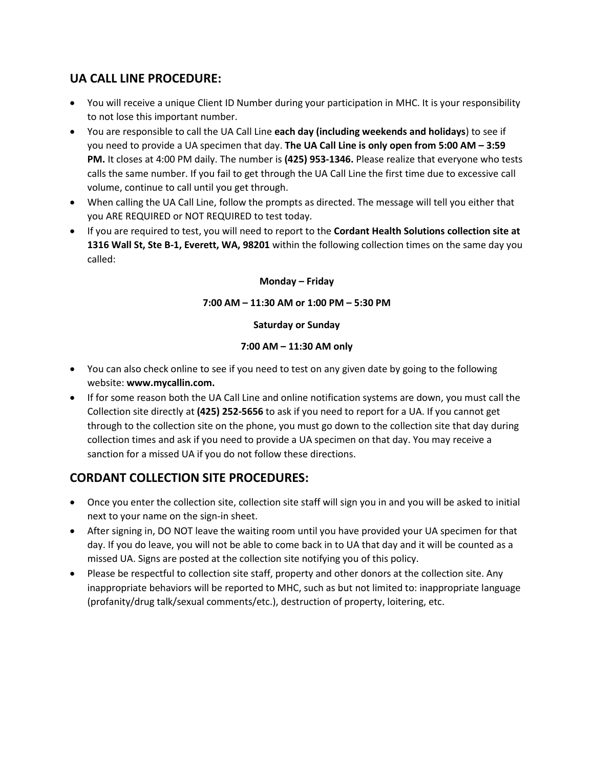## UA CALL LINE PROCEDURE:

- You will receive a unique Client ID Number during your participation in MHC. It is your responsibility to not lose this important number.
- You are responsible to call the UA Call Line **each day (including weekends and holidays**) to see if you need to provide a UA specimen that day. **The UA Call Line is only open from 5:00 AM – 3:59 PM.** It closes at 4:00 PM daily. The number is **(425) 953-1346.** Please realize that everyone who tests calls the same number. If you fail to get through the UA Call Line the first time due to excessive call volume, continue to call until you get through.
- When calling the UA Call Line, follow the prompts as directed. The message will tell you either that you ARE REQUIRED or NOT REQUIRED to test today.
- If you are required to test, you will need to report to the **Cordant Health Solutions collection site at 1316 Wall St, Ste B-1, Everett, WA, 98201** within the following collection times on the same day you called:

**Monday – Friday**

**7:00 AM – 11:30 AM or 1:00 PM – 5:30 PM**

**Saturday or Sunday**

**7:00 AM – 11:30 AM only**

- You can also check online to see if you need to test on any given date by going to the following website: **www.mycallin.com.**
- If for some reason both the UA Call Line and online notification systems are down, you must call the Collection site directly at **(425) 252-5656** to ask if you need to report for a UA. If you cannot get through to the collection site on the phone, you must go down to the collection site that day during collection times and ask if you need to provide a UA specimen on that day. You may receive a sanction for a missed UA if you do not follow these directions.

## CORDANT COLLECTION SITE PROCEDURES:

- Once you enter the collection site, collection site staff will sign you in and you will be asked to initial next to your name on the sign-in sheet.
- After signing in, DO NOT leave the waiting room until you have provided your UA specimen for that day. If you do leave, you will not be able to come back in to UA that day and it will be counted as a missed UA. Signs are posted at the collection site notifying you of this policy.
- Please be respectful to collection site staff, property and other donors at the collection site. Any inappropriate behaviors will be reported to MHC, such as but not limited to: inappropriate language (profanity/drug talk/sexual comments/etc.), destruction of property, loitering, etc.